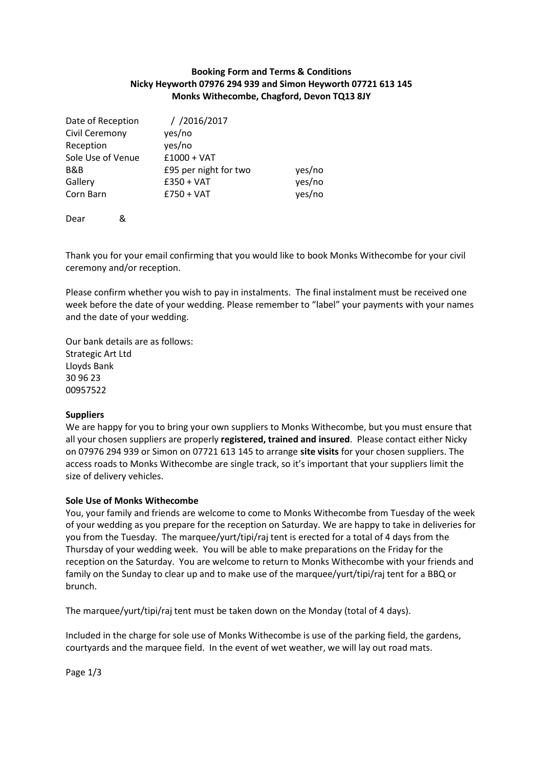**Booking Form and Terms & Conditions**
**Nicky Heyworth 07976 294 939 and Simon Heyworth 07721 613 145**
**Monks Withecombe, Chagford, Devon TQ13 8JY**

| | | |
|---|---|---|
| Date of Reception | / /2016/2017 | |
| Civil Ceremony | yes/no | |
| Reception | yes/no | |
| Sole Use of Venue | £1000 + VAT | |
| B&B | £95 per night for two | yes/no |
| Gallery | £350 + VAT | yes/no |
| Corn Barn | £750 + VAT | yes/no |

Dear &

Thank you for your email confirming that you would like to book Monks Withecombe for your civil ceremony and/or reception.

Please confirm whether you wish to pay in instalments. The final instalment must be received one week before the date of your wedding. Please remember to "label" your payments with your names and the date of your wedding.

Our bank details are as follows:
Strategic Art Ltd
Lloyds Bank
30 96 23
00957522

**Suppliers**
We are happy for you to bring your own suppliers to Monks Withecombe, but you must ensure that all your chosen suppliers are properly **registered, trained and insured**. Please contact either Nicky on 07976 294 939 or Simon on 07721 613 145 to arrange **site visits** for your chosen suppliers. The access roads to Monks Withecombe are single track, so it's important that your suppliers limit the size of delivery vehicles.

**Sole Use of Monks Withecombe**
You, your family and friends are welcome to come to Monks Withecombe from Tuesday of the week of your wedding as you prepare for the reception on Saturday. We are happy to take in deliveries for you from the Tuesday. The marquee/yurt/tipi/raj tent is erected for a total of 4 days from the Thursday of your wedding week. You will be able to make preparations on the Friday for the reception on the Saturday. You are welcome to return to Monks Withecombe with your friends and family on the Sunday to clear up and to make use of the marquee/yurt/tipi/raj tent for a BBQ or brunch.

The marquee/yurt/tipi/raj tent must be taken down on the Monday (total of 4 days).

Included in the charge for sole use of Monks Withecombe is use of the parking field, the gardens, courtyards and the marquee field. In the event of wet weather, we will lay out road mats.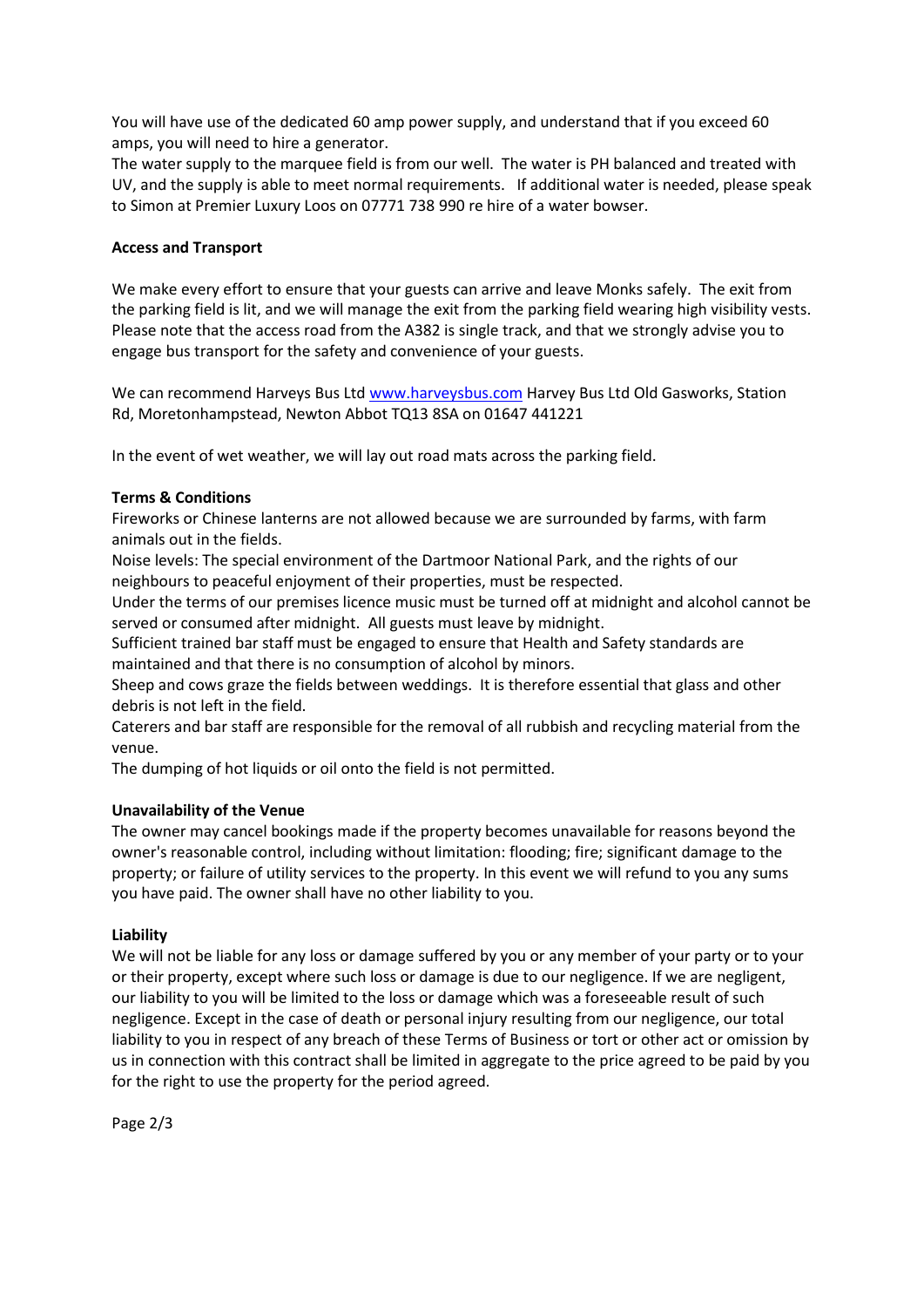You will have use of the dedicated 60 amp power supply, and understand that if you exceed 60 amps, you will need to hire a generator.

The water supply to the marquee field is from our well. The water is PH balanced and treated with UV, and the supply is able to meet normal requirements. If additional water is needed, please speak to Simon at Premier Luxury Loos on 07771 738 990 re hire of a water bowser.

**Access and Transport**

We make every effort to ensure that your guests can arrive and leave Monks safely. The exit from the parking field is lit, and we will manage the exit from the parking field wearing high visibility vests. Please note that the access road from the A382 is single track, and that we strongly advise you to engage bus transport for the safety and convenience of your guests.

We can recommend Harveys Bus Ltd [www.harveysbus.com](http://www.harveysbus.com) Harvey Bus Ltd Old Gasworks, Station Rd, Moretonhampstead, Newton Abbot TQ13 8SA on 01647 441221

In the event of wet weather, we will lay out road mats across the parking field.

**Terms & Conditions**

Fireworks or Chinese lanterns are not allowed because we are surrounded by farms, with farm animals out in the fields.

Noise levels: The special environment of the Dartmoor National Park, and the rights of our neighbours to peaceful enjoyment of their properties, must be respected.

Under the terms of our premises licence music must be turned off at midnight and alcohol cannot be served or consumed after midnight. All guests must leave by midnight.

Sufficient trained bar staff must be engaged to ensure that Health and Safety standards are maintained and that there is no consumption of alcohol by minors.

Sheep and cows graze the fields between weddings. It is therefore essential that glass and other debris is not left in the field.

Caterers and bar staff are responsible for the removal of all rubbish and recycling material from the venue.

The dumping of hot liquids or oil onto the field is not permitted.

**Unavailability of the Venue**

The owner may cancel bookings made if the property becomes unavailable for reasons beyond the owner's reasonable control, including without limitation: flooding; fire; significant damage to the property; or failure of utility services to the property. In this event we will refund to you any sums you have paid. The owner shall have no other liability to you.

**Liability**

We will not be liable for any loss or damage suffered by you or any member of your party or to your or their property, except where such loss or damage is due to our negligence. If we are negligent, our liability to you will be limited to the loss or damage which was a foreseeable result of such negligence. Except in the case of death or personal injury resulting from our negligence, our total liability to you in respect of any breach of these Terms of Business or tort or other act or omission by us in connection with this contract shall be limited in aggregate to the price agreed to be paid by you for the right to use the property for the period agreed.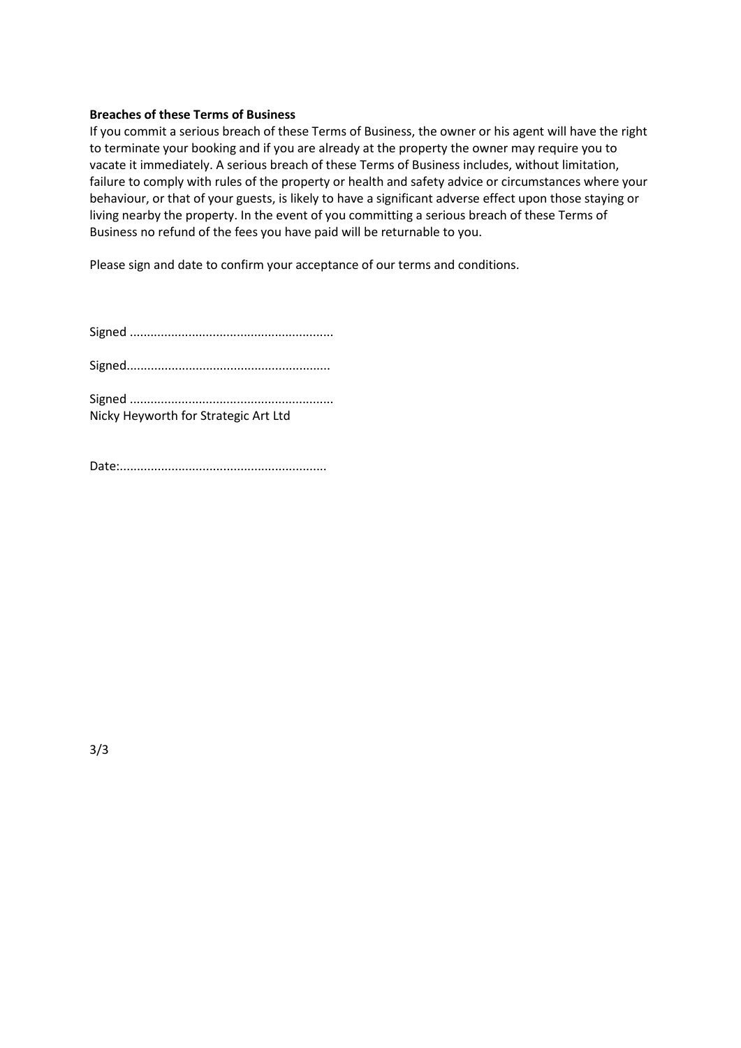**Breaches of these Terms of Business**

If you commit a serious breach of these Terms of Business, the owner or his agent will have the right to terminate your booking and if you are already at the property the owner may require you to vacate it immediately. A serious breach of these Terms of Business includes, without limitation, failure to comply with rules of the property or health and safety advice or circumstances where your behaviour, or that of your guests, is likely to have a significant adverse effect upon those staying or living nearby the property. In the event of you committing a serious breach of these Terms of Business no refund of the fees you have paid will be returnable to you.

Please sign and date to confirm your acceptance of our terms and conditions.

Signed ..........................................................

Signed..........................................................

Signed ..........................................................
Nicky Heyworth for Strategic Art Ltd

Date:...........................................................